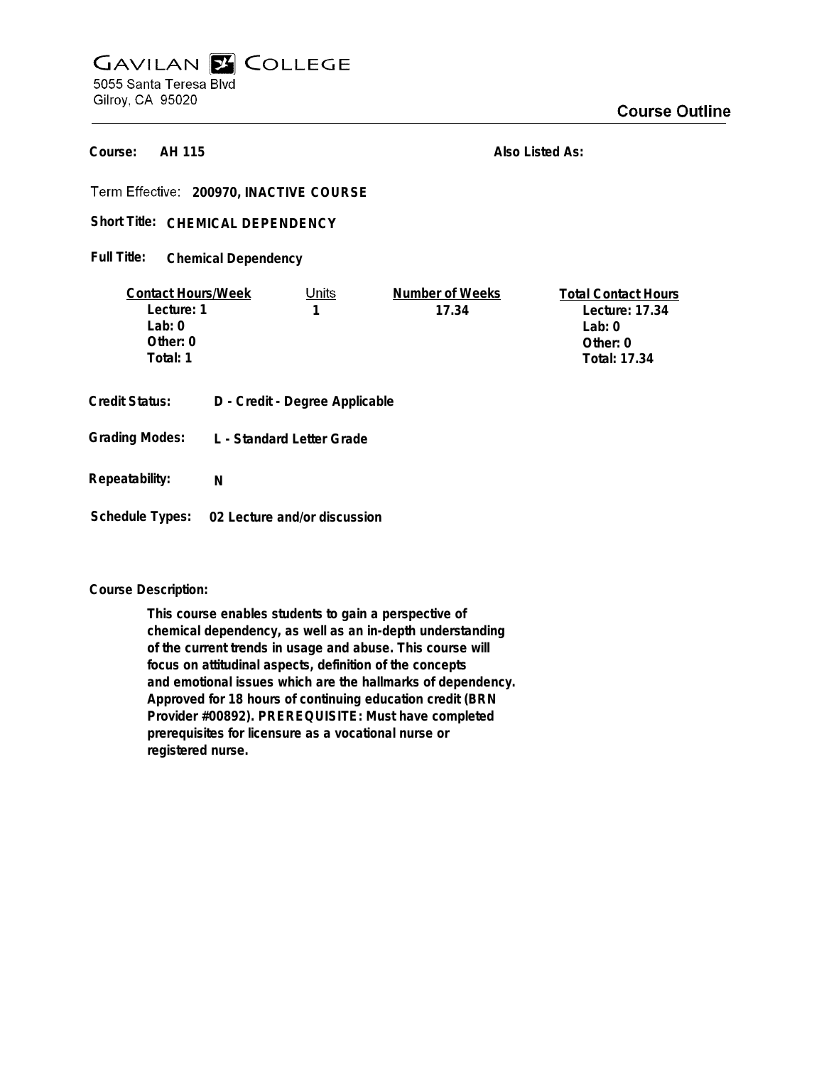# GAVILAN COLLEGE

5055 Santa Teresa Blvd
Gilroy, CA 95020

## Course Outline

**Course:** AH 115

**Also Listed As:**

**Term Effective:** 200970, INACTIVE COURSE

**Short Title:** CHEMICAL DEPENDENCY

**Full Title:** Chemical Dependency

| Contact Hours/Week | Units | Number of Weeks | Total Contact Hours |
|---|---|---|---|
| Lecture: 1 | 1 | 17.34 | Lecture: 17.34 |
| Lab: 0 | | | Lab: 0 |
| Other: 0 | | | Other: 0 |
| Total: 1 | | | Total: 17.34 |

**Credit Status:** D - Credit - Degree Applicable

**Grading Modes:** L - Standard Letter Grade

**Repeatability:** N

**Schedule Types:** 02 Lecture and/or discussion

**Course Description:**

This course enables students to gain a perspective of chemical dependency, as well as an in-depth understanding of the current trends in usage and abuse. This course will focus on attitudinal aspects, definition of the concepts and emotional issues which are the hallmarks of dependency. Approved for 18 hours of continuing education credit (BRN Provider #00892). PREREQUISITE: Must have completed prerequisites for licensure as a vocational nurse or registered nurse.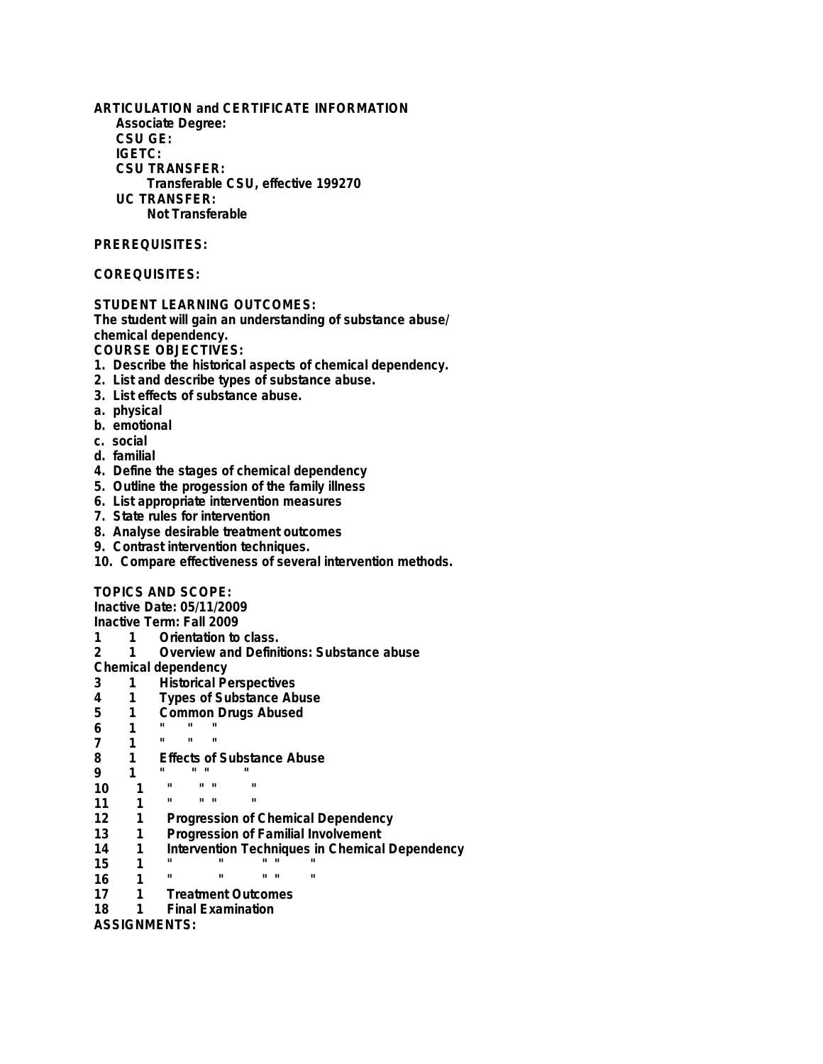**ARTICULATION and CERTIFICATE INFORMATION**

**Associate Degree:**

**CSU GE:**

**IGETC:**

**CSU TRANSFER:**

Transferable CSU, effective 199270

**UC TRANSFER:**

Not Transferable

**PREREQUISITES:**

**COREQUISITES:**

**STUDENT LEARNING OUTCOMES:**

The student will gain an understanding of substance abuse/ chemical dependency.

**COURSE OBJECTIVES:**

1. Describe the historical aspects of chemical dependency.
2. List and describe types of substance abuse.
3. List effects of substance abuse.

a. physical
b. emotional
c. social
d. familial

4. Define the stages of chemical dependency
5. Outline the progession of the family illness
6. List appropriate intervention measures
7. State rules for intervention
8. Analyse desirable treatment outcomes
9. Contrast intervention techniques.
10. Compare effectiveness of several intervention methods.

**TOPICS AND SCOPE:**

Inactive Date: 05/11/2009

Inactive Term: Fall 2009

| | | |
|---|---|---|
| 1 | 1 | Orientation to class. |
| 2 | 1 | Overview and Definitions: Substance abuse Chemical dependency |
| 3 | 1 | Historical Perspectives |
| 4 | 1 | Types of Substance Abuse |
| 5 | 1 | Common Drugs Abused |
| 6 | 1 | " " " |
| 7 | 1 | " " " |
| 8 | 1 | Effects of Substance Abuse |
| 9 | 1 | " " " " |
| 10 | 1 | " " " " |
| 11 | 1 | " " " " |
| 12 | 1 | Progression of Chemical Dependency |
| 13 | 1 | Progression of Familial Involvement |
| 14 | 1 | Intervention Techniques in Chemical Dependency |
| 15 | 1 | " " " " " |
| 16 | 1 | " " " " " |
| 17 | 1 | Treatment Outcomes |
| 18 | 1 | Final Examination |

**ASSIGNMENTS:**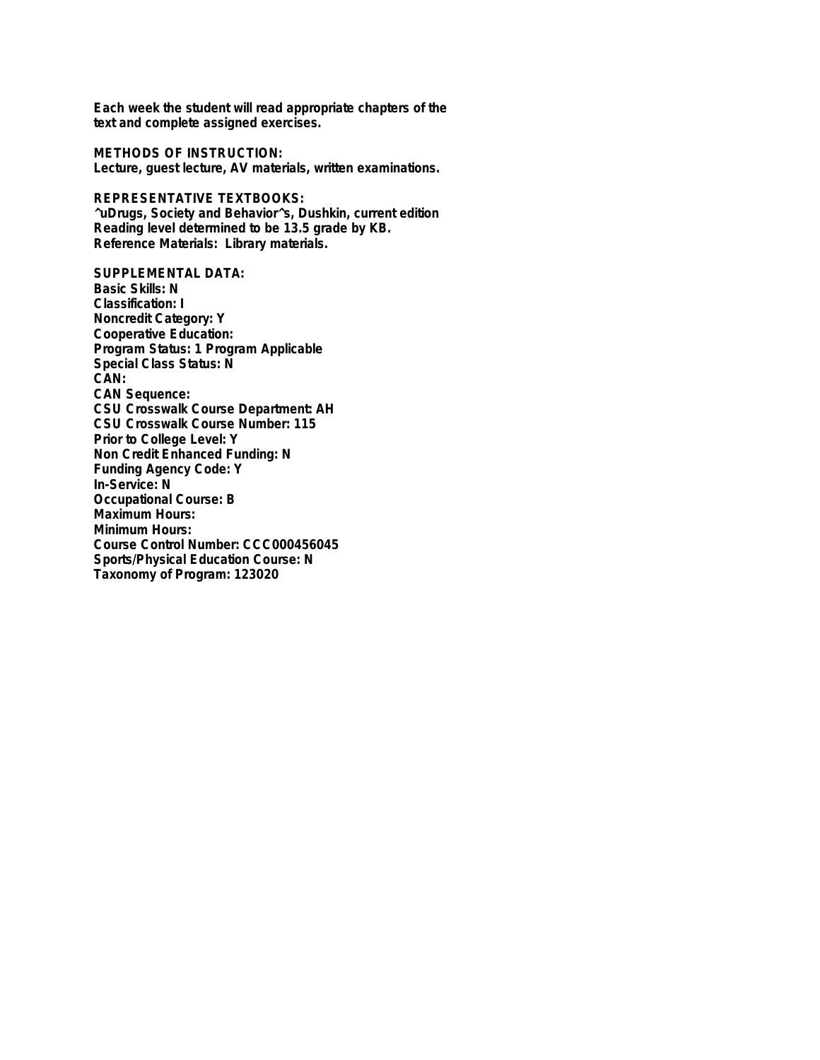Each week the student will read appropriate chapters of the text and complete assigned exercises.

**METHODS OF INSTRUCTION:**
Lecture, guest lecture, AV materials, written examinations.

**REPRESENTATIVE TEXTBOOKS:**
^uDrugs, Society and Behavior^s, Dushkin, current edition
Reading level determined to be 13.5 grade by KB.
Reference Materials: Library materials.

**SUPPLEMENTAL DATA:**
Basic Skills: N
Classification: I
Noncredit Category: Y
Cooperative Education:
Program Status: 1 Program Applicable
Special Class Status: N
CAN:
CAN Sequence:
CSU Crosswalk Course Department: AH
CSU Crosswalk Course Number: 115
Prior to College Level: Y
Non Credit Enhanced Funding: N
Funding Agency Code: Y
In-Service: N
Occupational Course: B
Maximum Hours:
Minimum Hours:
Course Control Number: CCC000456045
Sports/Physical Education Course: N
Taxonomy of Program: 123020